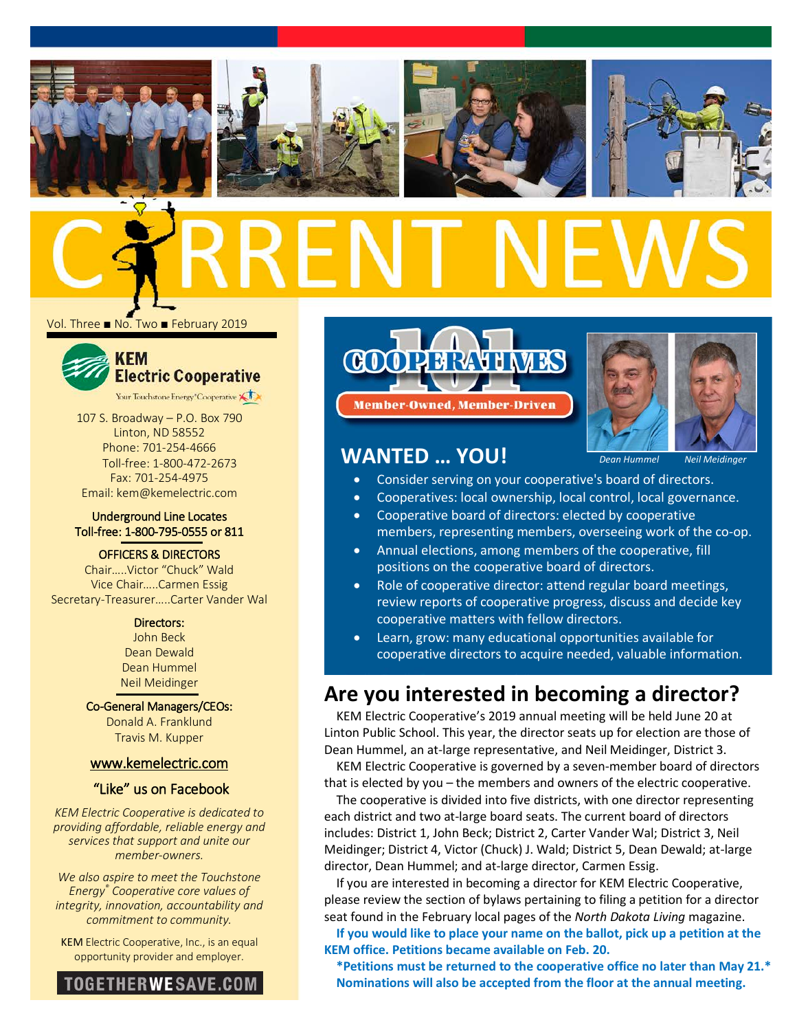# CURRENT NEWS

Vol. Three ■ No. Two ■ February 2019

**KEM Electric Cooperative**

Your Touchstone Energy® Cooperative

107 S. Broadway – P.O. Box 790
Linton, ND 58552
Phone: 701-254-4666
Toll-free: 1-800-472-2673
Fax: 701-254-4975
Email: kem@kemelectric.com

Underground Line Locates
Toll-free: 1-800-795-0555 or 811

OFFICERS & DIRECTORS
Chair.....Victor "Chuck" Wald
Vice Chair.....Carmen Essig
Secretary-Treasurer.....Carter Vander Wal

Directors:
John Beck
Dean Dewald
Dean Hummel
Neil Meidinger

Co-General Managers/CEOs:
Donald A. Franklund
Travis M. Kupper

www.kemelectric.com

"Like" us on Facebook

*KEM Electric Cooperative is dedicated to providing affordable, reliable energy and services that support and unite our member-owners.*

*We also aspire to meet the Touchstone Energy® Cooperative core values of integrity, innovation, accountability and commitment to community.*

KEM Electric Cooperative, Inc., is an equal opportunity provider and employer.

TOGETHERWESAVE.COM

**COOPERATIVES 101**
**Member-Owned, Member-Driven**

*Dean Hummel* *Neil Meidinger*

## WANTED … YOU!

- Consider serving on your cooperative's board of directors.
- Cooperatives: local ownership, local control, local governance.
- Cooperative board of directors: elected by cooperative members, representing members, overseeing work of the co-op.
- Annual elections, among members of the cooperative, fill positions on the cooperative board of directors.
- Role of cooperative director: attend regular board meetings, review reports of cooperative progress, discuss and decide key cooperative matters with fellow directors.
- Learn, grow: many educational opportunities available for cooperative directors to acquire needed, valuable information.

## Are you interested in becoming a director?

KEM Electric Cooperative's 2019 annual meeting will be held June 20 at Linton Public School. This year, the director seats up for election are those of Dean Hummel, an at-large representative, and Neil Meidinger, District 3.

KEM Electric Cooperative is governed by a seven-member board of directors that is elected by you – the members and owners of the electric cooperative.

The cooperative is divided into five districts, with one director representing each district and two at-large board seats. The current board of directors includes: District 1, John Beck; District 2, Carter Vander Wal; District 3, Neil Meidinger; District 4, Victor (Chuck) J. Wald; District 5, Dean Dewald; at-large director, Dean Hummel; and at-large director, Carmen Essig.

If you are interested in becoming a director for KEM Electric Cooperative, please review the section of bylaws pertaining to filing a petition for a director seat found in the February local pages of the *North Dakota Living* magazine.

**If you would like to place your name on the ballot, pick up a petition at the KEM office. Petitions became available on Feb. 20.**

**\*Petitions must be returned to the cooperative office no later than May 21.\* Nominations will also be accepted from the floor at the annual meeting.**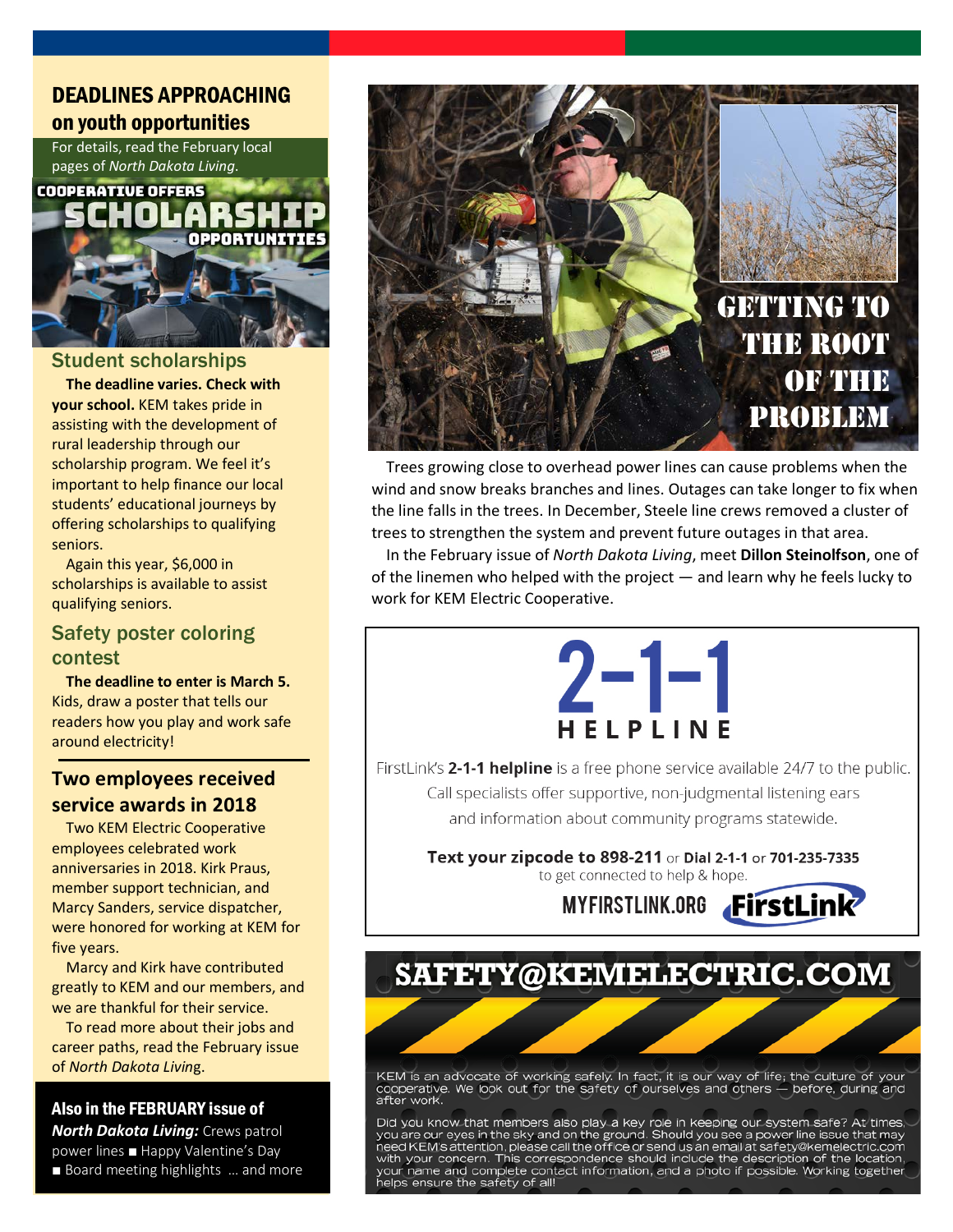## DEADLINES APPROACHING on youth opportunities

For details, read the February local pages of *North Dakota Living.*

COOPERATIVE OFFERS SCHOLARSHIP OPPORTUNITIES

### Student scholarships

**The deadline varies. Check with your school.** KEM takes pride in assisting with the development of rural leadership through our scholarship program. We feel it's important to help finance our local students' educational journeys by offering scholarships to qualifying seniors.

Again this year, $6,000 in scholarships is available to assist qualifying seniors.

### Safety poster coloring contest

**The deadline to enter is March 5.** Kids, draw a poster that tells our readers how you play and work safe around electricity!

## Two employees received service awards in 2018

Two KEM Electric Cooperative employees celebrated work anniversaries in 2018. Kirk Praus, member support technician, and Marcy Sanders, service dispatcher, were honored for working at KEM for five years.

Marcy and Kirk have contributed greatly to KEM and our members, and we are thankful for their service.

To read more about their jobs and career paths, read the February issue of *North Dakota Living*.

**Also in the FEBRUARY issue of *North Dakota Living:*** Crews patrol power lines ■ Happy Valentine's Day ■ Board meeting highlights ... and more

## GETTING TO THE ROOT OF THE PROBLEM

Trees growing close to overhead power lines can cause problems when the wind and snow breaks branches and lines. Outages can take longer to fix when the line falls in the trees. In December, Steele line crews removed a cluster of trees to strengthen the system and prevent future outages in that area.

In the February issue of *North Dakota Living*, meet **Dillon Steinolfson**, one of of the linemen who helped with the project — and learn why he feels lucky to work for KEM Electric Cooperative.

## 2-1-1 HELPLINE

FirstLink's **2-1-1 helpline** is a free phone service available 24/7 to the public. Call specialists offer supportive, non-judgmental listening ears and information about community programs statewide.

**Text your zipcode to 898-211** or **Dial 2-1-1** or **701-235-7335** to get connected to help & hope.

MYFIRSTLINK.ORG FirstLink

## SAFETY@KEMELECTRIC.COM

KEM is an advocate of working safely. In fact, it is our way of life; the culture of your cooperative. We look out for the safety of ourselves and others — before, during and after work.

Did you know that members also play a key role in keeping our system safe? At times, you are our eyes in the sky and on the ground. Should you see a power line issue that may need KEM's attention, please call the office or send us an email at safety@kemelectric.com with your concern. This correspondence should include the description of the location, your name and complete contact information, and a photo if possible. Working together helps ensure the safety of all!